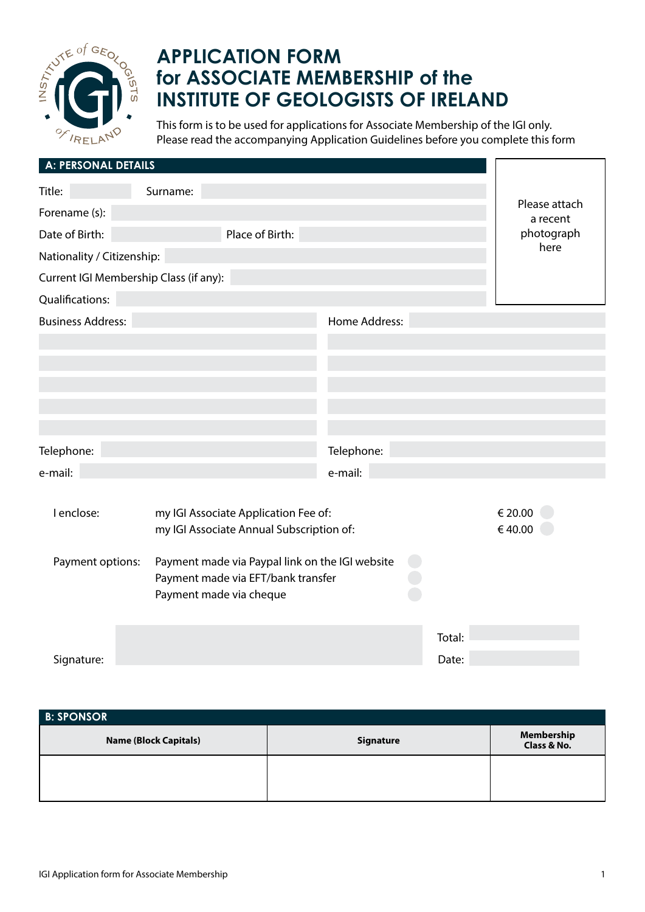# APPLICATION FORM for ASSOCIATE MEMBERSHIP of the INSTITUTE OF GEOLOGISTS OF IRELAND

This form is to be used for applications for Associate Membership of the IGI only.
Please read the accompanying Application Guidelines before you complete this form

## A: PERSONAL DETAILS

Please attach a recent photograph here

Title: ____ Surname: ____

Forename (s): ____

Date of Birth: ____ Place of Birth: ____

Nationality / Citizenship: ____

Current IGI Membership Class (if any): ____

Qualifications: ____

Business Address: ____

Home Address: ____

Telephone: ____

e-mail: ____

Telephone: ____

e-mail: ____

I enclose:
- my IGI Associate Application Fee of: € 20.00 ○
- my IGI Associate Annual Subscription of: € 40.00 ○

Payment options:
- Payment made via Paypal link on the IGI website ○
- Payment made via EFT/bank transfer ○
- Payment made via cheque ○

Total: ____

Signature: ____ Date: ____

## B: SPONSOR

| Name (Block Capitals) | Signature | Membership Class & No. |
|---|---|---|
| | | |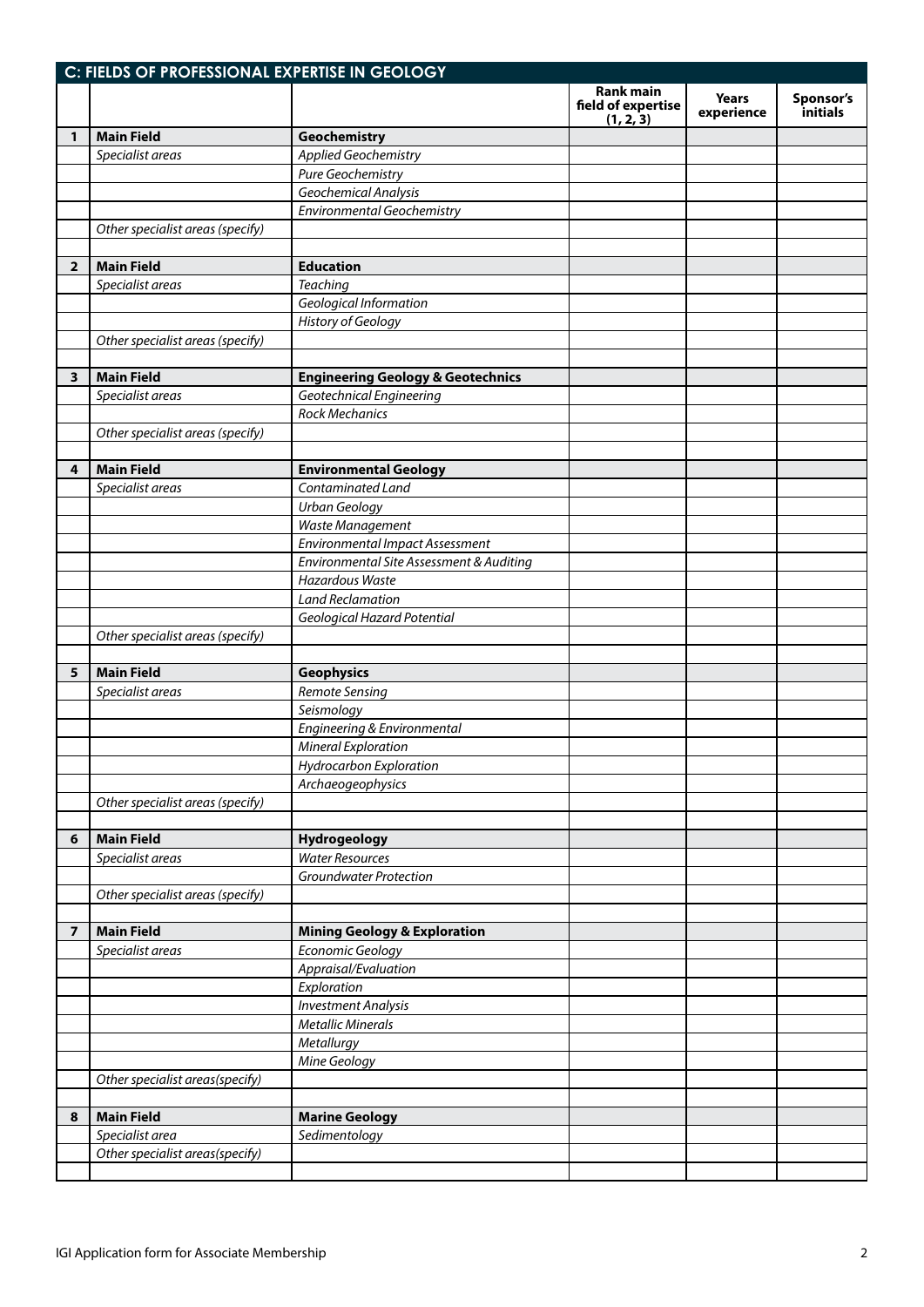## C: FIELDS OF PROFESSIONAL EXPERTISE IN GEOLOGY

| | | | Rank main field of expertise (1, 2, 3) | Years experience | Sponsor's initials |
|---|---|---|---|---|---|
| 1 | **Main Field** | **Geochemistry** | | | |
| | *Specialist areas* | *Applied Geochemistry* | | | |
| | | *Pure Geochemistry* | | | |
| | | *Geochemical Analysis* | | | |
| | | *Environmental Geochemistry* | | | |
| | *Other specialist areas (specify)* | | | | |
| | | | | | |
| 2 | **Main Field** | **Education** | | | |
| | *Specialist areas* | *Teaching* | | | |
| | | *Geological Information* | | | |
| | | *History of Geology* | | | |
| | *Other specialist areas (specify)* | | | | |
| | | | | | |
| 3 | **Main Field** | **Engineering Geology & Geotechnics** | | | |
| | *Specialist areas* | *Geotechnical Engineering* | | | |
| | | *Rock Mechanics* | | | |
| | *Other specialist areas (specify)* | | | | |
| | | | | | |
| 4 | **Main Field** | **Environmental Geology** | | | |
| | *Specialist areas* | *Contaminated Land* | | | |
| | | *Urban Geology* | | | |
| | | *Waste Management* | | | |
| | | *Environmental Impact Assessment* | | | |
| | | *Environmental Site Assessment & Auditing* | | | |
| | | *Hazardous Waste* | | | |
| | | *Land Reclamation* | | | |
| | | *Geological Hazard Potential* | | | |
| | *Other specialist areas (specify)* | | | | |
| | | | | | |
| 5 | **Main Field** | **Geophysics** | | | |
| | *Specialist areas* | *Remote Sensing* | | | |
| | | *Seismology* | | | |
| | | *Engineering & Environmental* | | | |
| | | *Mineral Exploration* | | | |
| | | *Hydrocarbon Exploration* | | | |
| | | *Archaeogeophysics* | | | |
| | *Other specialist areas (specify)* | | | | |
| | | | | | |
| 6 | **Main Field** | **Hydrogeology** | | | |
| | *Specialist areas* | *Water Resources* | | | |
| | | *Groundwater Protection* | | | |
| | *Other specialist areas (specify)* | | | | |
| | | | | | |
| 7 | **Main Field** | **Mining Geology & Exploration** | | | |
| | *Specialist areas* | *Economic Geology* | | | |
| | | *Appraisal/Evaluation* | | | |
| | | *Exploration* | | | |
| | | *Investment Analysis* | | | |
| | | *Metallic Minerals* | | | |
| | | *Metallurgy* | | | |
| | | *Mine Geology* | | | |
| | *Other specialist areas(specify)* | | | | |
| | | | | | |
| 8 | **Main Field** | **Marine Geology** | | | |
| | *Specialist area* | *Sedimentology* | | | |
| | *Other specialist areas(specify)* | | | | |
| | | | | | |

IGI Application form for Associate Membership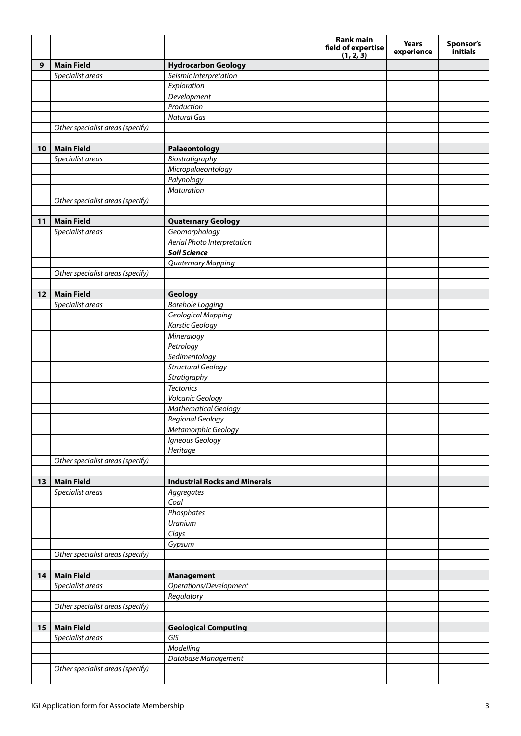| | | | Rank main field of expertise (1, 2, 3) | Years experience | Sponsor's initials |
|---|---|---|---|---|---|
| **9** | **Main Field** | **Hydrocarbon Geology** | | | |
| | *Specialist areas* | *Seismic Interpretation* | | | |
| | | *Exploration* | | | |
| | | *Development* | | | |
| | | *Production* | | | |
| | | *Natural Gas* | | | |
| | *Other specialist areas (specify)* | | | | |
| | | | | | |
| **10** | **Main Field** | **Palaeontology** | | | |
| | *Specialist areas* | *Biostratigraphy* | | | |
| | | *Micropalaeontology* | | | |
| | | *Palynology* | | | |
| | | *Maturation* | | | |
| | *Other specialist areas (specify)* | | | | |
| | | | | | |
| **11** | **Main Field** | **Quaternary Geology** | | | |
| | *Specialist areas* | *Geomorphology* | | | |
| | | *Aerial Photo Interpretation* | | | |
| | | ***Soil Science*** | | | |
| | | *Quaternary Mapping* | | | |
| | *Other specialist areas (specify)* | | | | |
| | | | | | |
| **12** | **Main Field** | **Geology** | | | |
| | *Specialist areas* | *Borehole Logging* | | | |
| | | *Geological Mapping* | | | |
| | | *Karstic Geology* | | | |
| | | *Mineralogy* | | | |
| | | *Petrology* | | | |
| | | *Sedimentology* | | | |
| | | *Structural Geology* | | | |
| | | *Stratigraphy* | | | |
| | | *Tectonics* | | | |
| | | *Volcanic Geology* | | | |
| | | *Mathematical Geology* | | | |
| | | *Regional Geology* | | | |
| | | *Metamorphic Geology* | | | |
| | | *Igneous Geology* | | | |
| | | *Heritage* | | | |
| | *Other specialist areas (specify)* | | | | |
| | | | | | |
| **13** | **Main Field** | **Industrial Rocks and Minerals** | | | |
| | *Specialist areas* | *Aggregates* | | | |
| | | *Coal* | | | |
| | | *Phosphates* | | | |
| | | *Uranium* | | | |
| | | *Clays* | | | |
| | | *Gypsum* | | | |
| | *Other specialist areas (specify)* | | | | |
| | | | | | |
| **14** | **Main Field** | **Management** | | | |
| | *Specialist areas* | *Operations/Development* | | | |
| | | *Regulatory* | | | |
| | *Other specialist areas (specify)* | | | | |
| | | | | | |
| **15** | **Main Field** | **Geological Computing** | | | |
| | *Specialist areas* | *GIS* | | | |
| | | *Modelling* | | | |
| | | *Database Management* | | | |
| | *Other specialist areas (specify)* | | | | |
| | | | | | |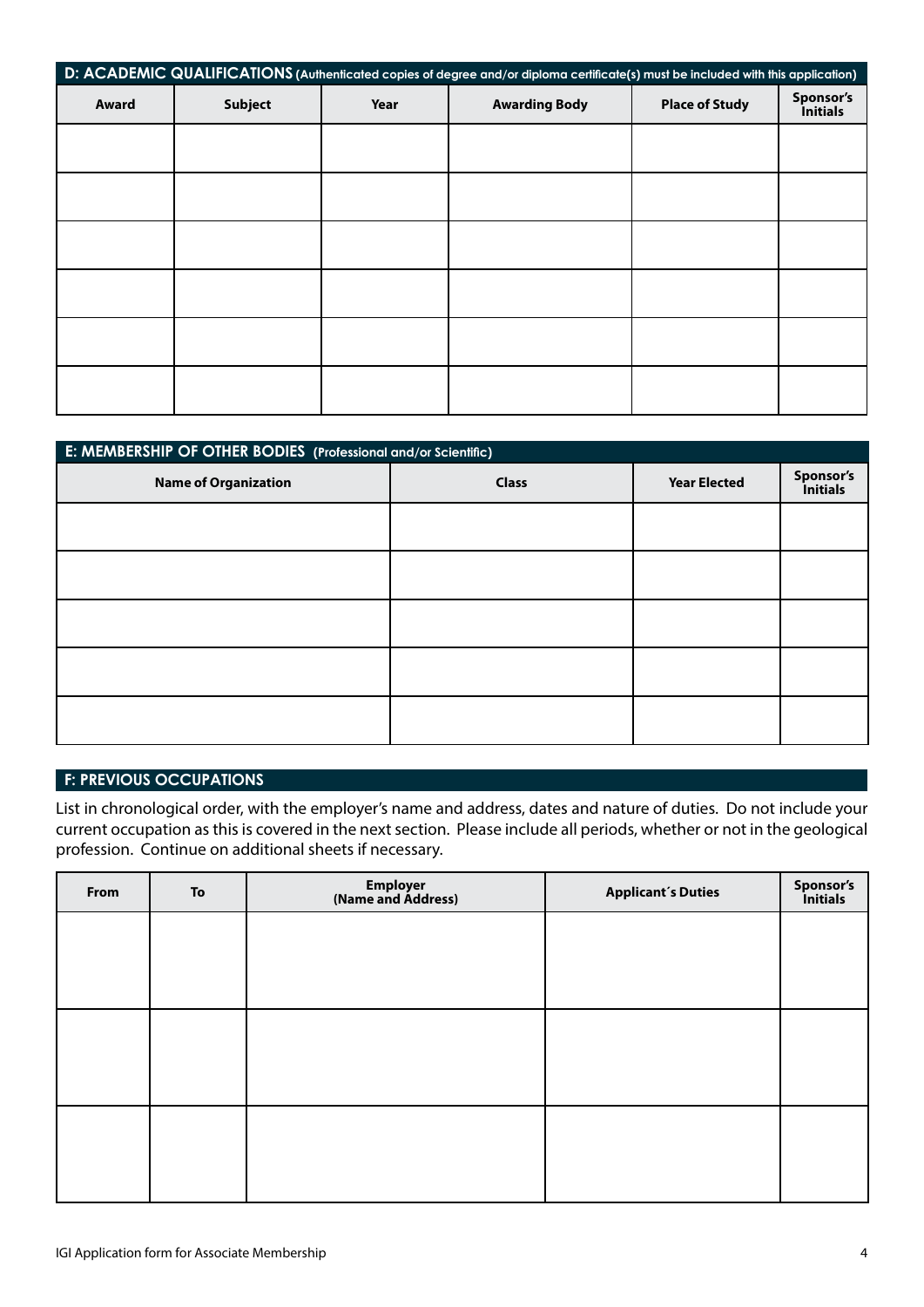## D: ACADEMIC QUALIFICATIONS (Authenticated copies of degree and/or diploma certificate(s) must be included with this application)

| Award | Subject | Year | Awarding Body | Place of Study | Sponsor's Initials |
|---|---|---|---|---|---|
| | | | | | |
| | | | | | |
| | | | | | |
| | | | | | |
| | | | | | |
| | | | | | |

## E: MEMBERSHIP OF OTHER BODIES (Professional and/or Scientific)

| Name of Organization | Class | Year Elected | Sponsor's Initials |
|---|---|---|---|
| | | | |
| | | | |
| | | | |
| | | | |
| | | | |

## F: PREVIOUS OCCUPATIONS

List in chronological order, with the employer's name and address, dates and nature of duties. Do not include your current occupation as this is covered in the next section. Please include all periods, whether or not in the geological profession. Continue on additional sheets if necessary.

| From | To | Employer (Name and Address) | Applicant´s Duties | Sponsor's Initials |
|---|---|---|---|---|
| | | | | |
| | | | | |
| | | | | |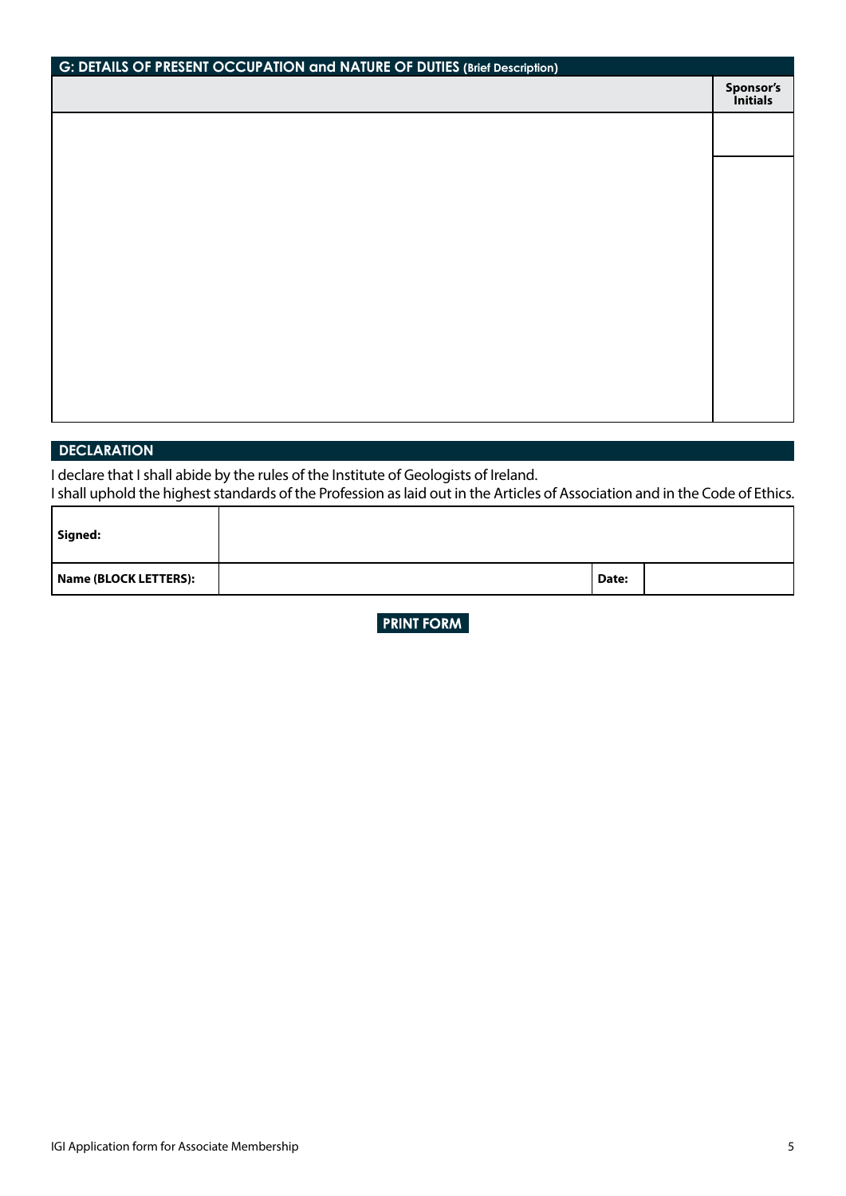## G: DETAILS OF PRESENT OCCUPATION and NATURE OF DUTIES (Brief Description)

| | Sponsor's Initials |
|---|---|
| | |
| | |

## DECLARATION

I declare that I shall abide by the rules of the Institute of Geologists of Ireland.
I shall uphold the highest standards of the Profession as laid out in the Articles of Association and in the Code of Ethics.

| **Signed:** | | | |
|---|---|---|---|
| **Name (BLOCK LETTERS):** | | **Date:** | |

**PRINT FORM**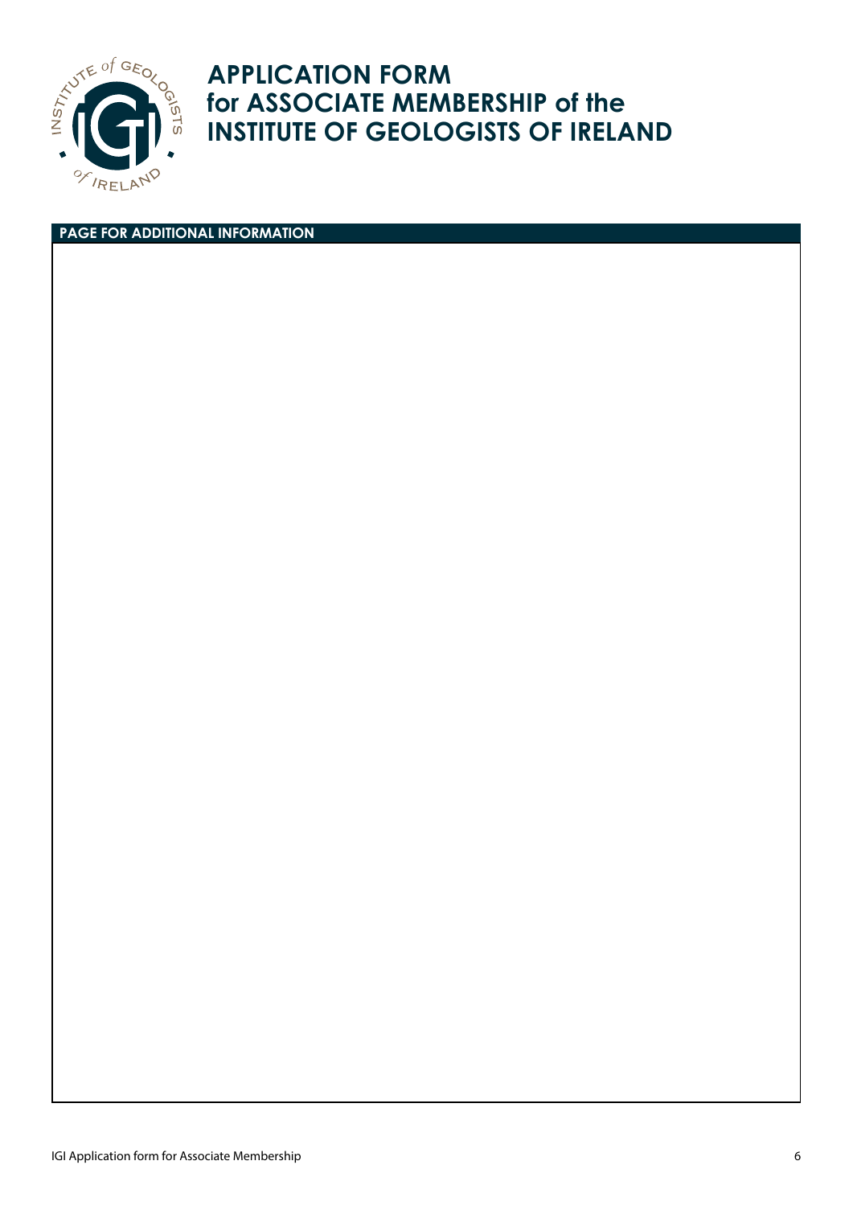# APPLICATION FORM for ASSOCIATE MEMBERSHIP of the INSTITUTE OF GEOLOGISTS OF IRELAND

**PAGE FOR ADDITIONAL INFORMATION**